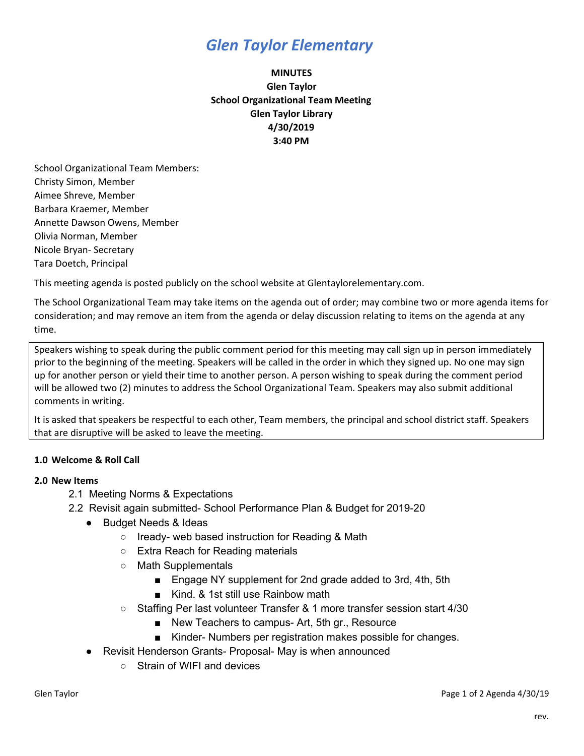# *Glen Taylor Elementary*

**MINUTES**
**Glen Taylor**
**School Organizational Team Meeting**
**Glen Taylor Library**
**4/30/2019**
**3:40 PM**

School Organizational Team Members:
Christy Simon, Member
Aimee Shreve, Member
Barbara Kraemer, Member
Annette Dawson Owens, Member
Olivia Norman, Member
Nicole Bryan- Secretary
Tara Doetch, Principal

This meeting agenda is posted publicly on the school website at Glentaylorelementary.com.

The School Organizational Team may take items on the agenda out of order; may combine two or more agenda items for consideration; and may remove an item from the agenda or delay discussion relating to items on the agenda at any time.

Speakers wishing to speak during the public comment period for this meeting may call sign up in person immediately prior to the beginning of the meeting. Speakers will be called in the order in which they signed up. No one may sign up for another person or yield their time to another person. A person wishing to speak during the comment period will be allowed two (2) minutes to address the School Organizational Team. Speakers may also submit additional comments in writing.

It is asked that speakers be respectful to each other, Team members, the principal and school district staff. Speakers that are disruptive will be asked to leave the meeting.

**1.0 Welcome & Roll Call**

**2.0 New Items**

2.1 Meeting Norms & Expectations

2.2 Revisit again submitted- School Performance Plan & Budget for 2019-20

- Budget Needs & Ideas
  - Iready- web based instruction for Reading & Math
  - Extra Reach for Reading materials
  - Math Supplementals
    - Engage NY supplement for 2nd grade added to 3rd, 4th, 5th
    - Kind. & 1st still use Rainbow math
  - Staffing Per last volunteer Transfer & 1 more transfer session start 4/30
    - New Teachers to campus- Art, 5th gr., Resource
    - Kinder- Numbers per registration makes possible for changes.
- Revisit Henderson Grants- Proposal- May is when announced
  - Strain of WIFI and devices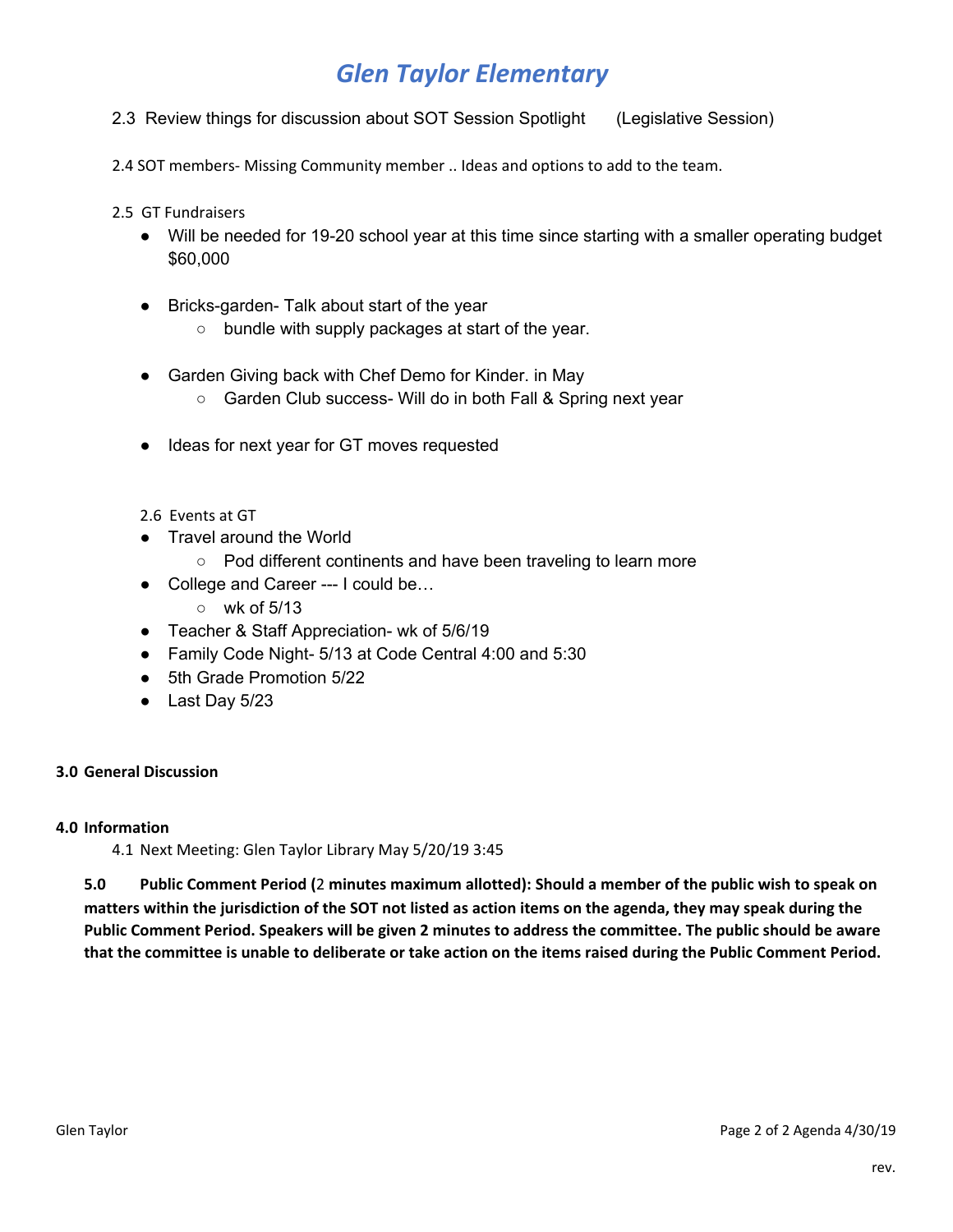# *Glen Taylor Elementary*

2.3 Review things for discussion about SOT Session Spotlight (Legislative Session)

2.4 SOT members- Missing Community member .. Ideas and options to add to the team.

2.5 GT Fundraisers

- Will be needed for 19-20 school year at this time since starting with a smaller operating budget $60,000

- Bricks-garden- Talk about start of the year
  - bundle with supply packages at start of the year.

- Garden Giving back with Chef Demo for Kinder. in May
  - Garden Club success- Will do in both Fall & Spring next year

- Ideas for next year for GT moves requested

2.6 Events at GT

- Travel around the World
  - Pod different continents and have been traveling to learn more
- College and Career --- I could be…
  - wk of 5/13
- Teacher & Staff Appreciation- wk of 5/6/19
- Family Code Night- 5/13 at Code Central 4:00 and 5:30
- 5th Grade Promotion 5/22
- Last Day 5/23

**3.0 General Discussion**

**4.0 Information**

4.1 Next Meeting: Glen Taylor Library May 5/20/19 3:45

**5.0 Public Comment Period (**2 **minutes maximum allotted): Should a member of the public wish to speak on matters within the jurisdiction of the SOT not listed as action items on the agenda, they may speak during the Public Comment Period. Speakers will be given 2 minutes to address the committee. The public should be aware that the committee is unable to deliberate or take action on the items raised during the Public Comment Period.**